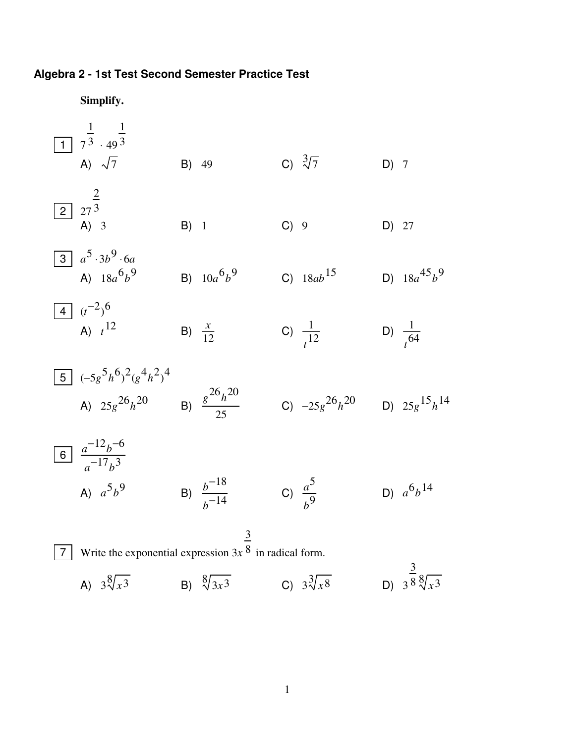# Algebra 2 - 1st Test Second Semester Practice Test

**Simplify.**

**1** $7^{\frac{1}{3}} \cdot 49^{\frac{1}{3}}$

A) $\sqrt{7}$  B) $49$  C) $\sqrt[3]{7}$  D) $7$

**2** $27^{\frac{2}{3}}$

A) $3$  B) $1$  C) $9$  D) $27$

**3** $a^5 \cdot 3b^9 \cdot 6a$

A) $18a^6b^9$  B) $10a^6b^9$  C) $18ab^{15}$  D) $18a^{45}b^9$

**4** $(t^{-2})^6$

A) $t^{12}$  B) $\frac{x}{12}$  C) $\frac{1}{t^{12}}$  D) $\frac{1}{t^{64}}$

**5** $(-5g^5h^6)^2(g^4h^2)^4$

A) $25g^{26}h^{20}$  B) $\frac{g^{26}h^{20}}{25}$  C) $-25g^{26}h^{20}$  D) $25g^{15}h^{14}$

**6** $\frac{a^{-12}b^{-6}}{a^{-17}b^3}$

A) $a^5b^9$  B) $\frac{b^{-18}}{b^{-14}}$  C) $\frac{a^5}{b^9}$  D) $a^6b^{14}$

**7** Write the exponential expression $3x^{\frac{3}{8}}$ in radical form.

A) $3\sqrt[8]{x^3}$  B) $\sqrt[8]{3x^3}$  C) $3\sqrt[3]{x^8}$  D) $3^{\frac{3}{8}}\sqrt[8]{x^3}$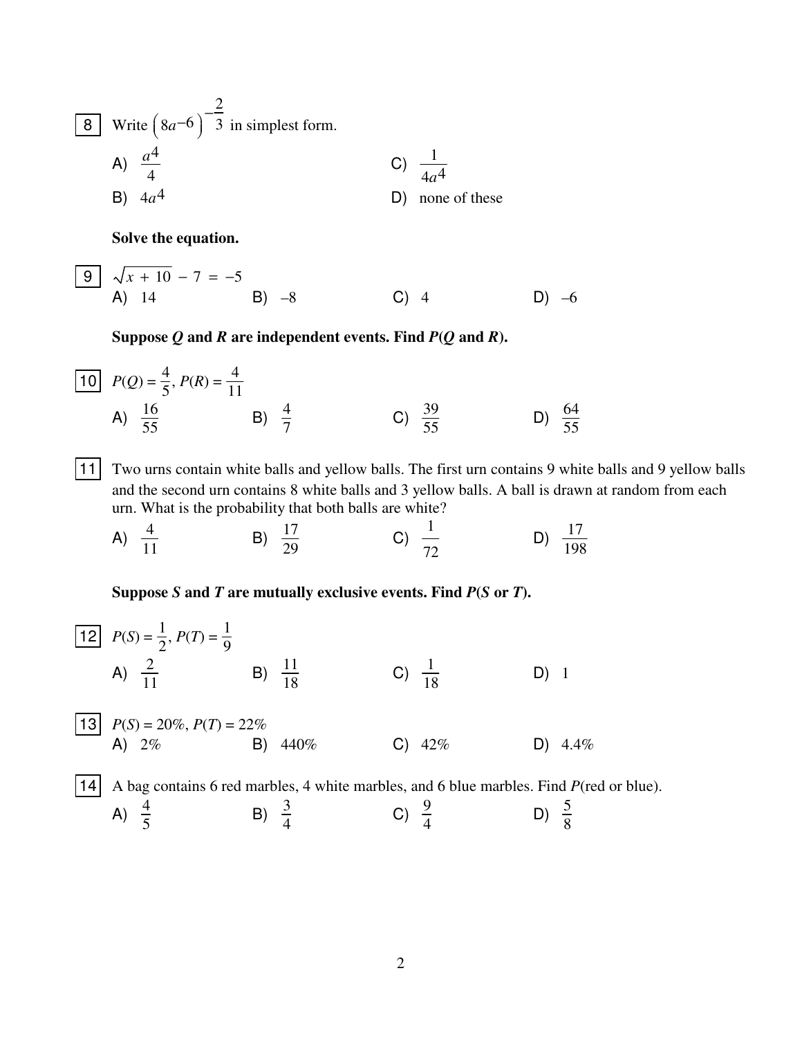**8** Write $\left(8a^{-6}\right)^{-\frac{2}{3}}$ in simplest form.

A) $\dfrac{a^4}{4}$

B) $4a^4$

C) $\dfrac{1}{4a^4}$

D) none of these

**Solve the equation.**

**9** $\sqrt{x + 10} - 7 = -5$

A) 14 B) –8 C) 4 D) –6

**Suppose *Q* and *R* are independent events. Find *P*(*Q* and *R*).**

**10** $P(Q) = \dfrac{4}{5}$, $P(R) = \dfrac{4}{11}$

A) $\dfrac{16}{55}$ B) $\dfrac{4}{7}$ C) $\dfrac{39}{55}$ D) $\dfrac{64}{55}$

**11** Two urns contain white balls and yellow balls. The first urn contains 9 white balls and 9 yellow balls and the second urn contains 8 white balls and 3 yellow balls. A ball is drawn at random from each urn. What is the probability that both balls are white?

A) $\dfrac{4}{11}$ B) $\dfrac{17}{29}$ C) $\dfrac{1}{72}$ D) $\dfrac{17}{198}$

**Suppose *S* and *T* are mutually exclusive events. Find *P*(*S* or *T*).**

**12** $P(S) = \dfrac{1}{2}$, $P(T) = \dfrac{1}{9}$

A) $\dfrac{2}{11}$ B) $\dfrac{11}{18}$ C) $\dfrac{1}{18}$ D) 1

**13** $P(S) = 20\%$, $P(T) = 22\%$

A) 2% B) 440% C) 42% D) 4.4%

**14** A bag contains 6 red marbles, 4 white marbles, and 6 blue marbles. Find *P*(red or blue).

A) $\dfrac{4}{5}$ B) $\dfrac{3}{4}$ C) $\dfrac{9}{4}$ D) $\dfrac{5}{8}$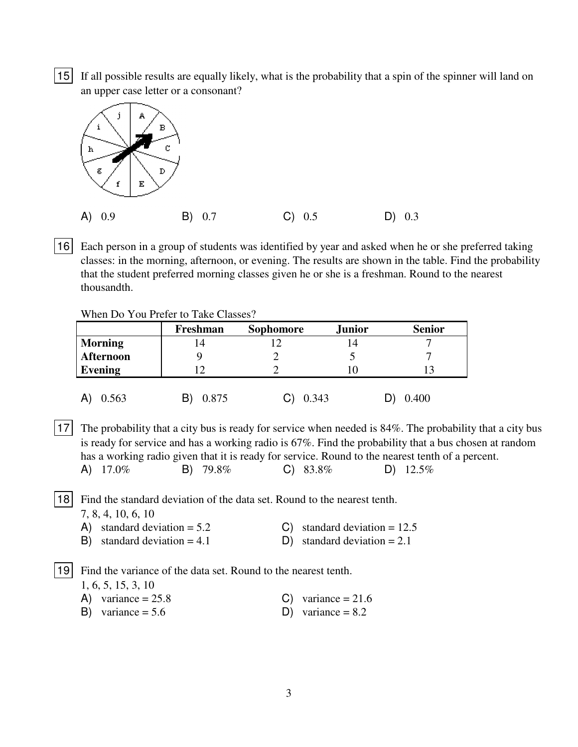15 If all possible results are equally likely, what is the probability that a spin of the spinner will land on an upper case letter or a consonant?

A) 0.9 B) 0.7 C) 0.5 D) 0.3

16 Each person in a group of students was identified by year and asked when he or she preferred taking classes: in the morning, afternoon, or evening. The results are shown in the table. Find the probability that the student preferred morning classes given he or she is a freshman. Round to the nearest thousandth.

When Do You Prefer to Take Classes?

| | Freshman | Sophomore | Junior | Senior |
|---|---|---|---|---|
| **Morning** | 14 | 12 | 14 | 7 |
| **Afternoon** | 9 | 2 | 5 | 7 |
| **Evening** | 12 | 2 | 10 | 13 |

A) 0.563 B) 0.875 C) 0.343 D) 0.400

17 The probability that a city bus is ready for service when needed is 84%. The probability that a city bus is ready for service and has a working radio is 67%. Find the probability that a bus chosen at random has a working radio given that it is ready for service. Round to the nearest tenth of a percent.

A) 17.0% B) 79.8% C) 83.8% D) 12.5%

18 Find the standard deviation of the data set. Round to the nearest tenth.

7, 8, 4, 10, 6, 10

A) standard deviation = 5.2
B) standard deviation = 4.1
C) standard deviation = 12.5
D) standard deviation = 2.1

19 Find the variance of the data set. Round to the nearest tenth.

1, 6, 5, 15, 3, 10

A) variance = 25.8
B) variance = 5.6
C) variance = 21.6
D) variance = 8.2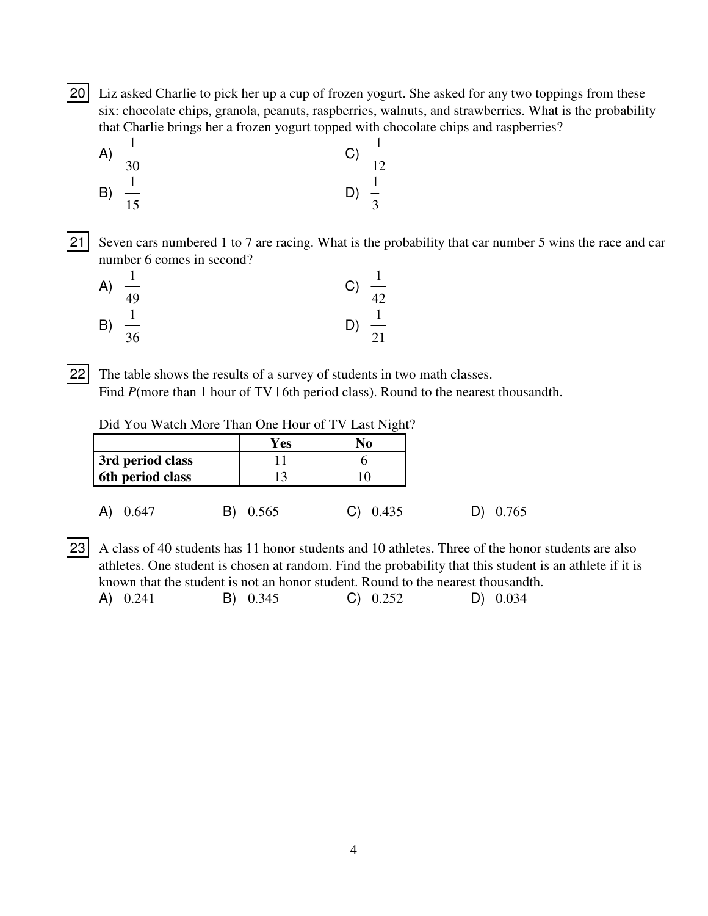**20** Liz asked Charlie to pick her up a cup of frozen yogurt. She asked for any two toppings from these six: chocolate chips, granola, peanuts, raspberries, walnuts, and strawberries. What is the probability that Charlie brings her a frozen yogurt topped with chocolate chips and raspberries?

A) $\frac{1}{30}$

B) $\frac{1}{15}$

C) $\frac{1}{12}$

D) $\frac{1}{3}$

**21** Seven cars numbered 1 to 7 are racing. What is the probability that car number 5 wins the race and car number 6 comes in second?

A) $\frac{1}{49}$

B) $\frac{1}{36}$

C) $\frac{1}{42}$

D) $\frac{1}{21}$

**22** The table shows the results of a survey of students in two math classes.
Find $P$(more than 1 hour of TV | 6th period class). Round to the nearest thousandth.

Did You Watch More Than One Hour of TV Last Night?

| | **Yes** | **No** |
|---|---|---|
| **3rd period class** | 11 | 6 |
| **6th period class** | 13 | 10 |

A) 0.647  B) 0.565  C) 0.435  D) 0.765

**23** A class of 40 students has 11 honor students and 10 athletes. Three of the honor students are also athletes. One student is chosen at random. Find the probability that this student is an athlete if it is known that the student is not an honor student. Round to the nearest thousandth.

A) 0.241  B) 0.345  C) 0.252  D) 0.034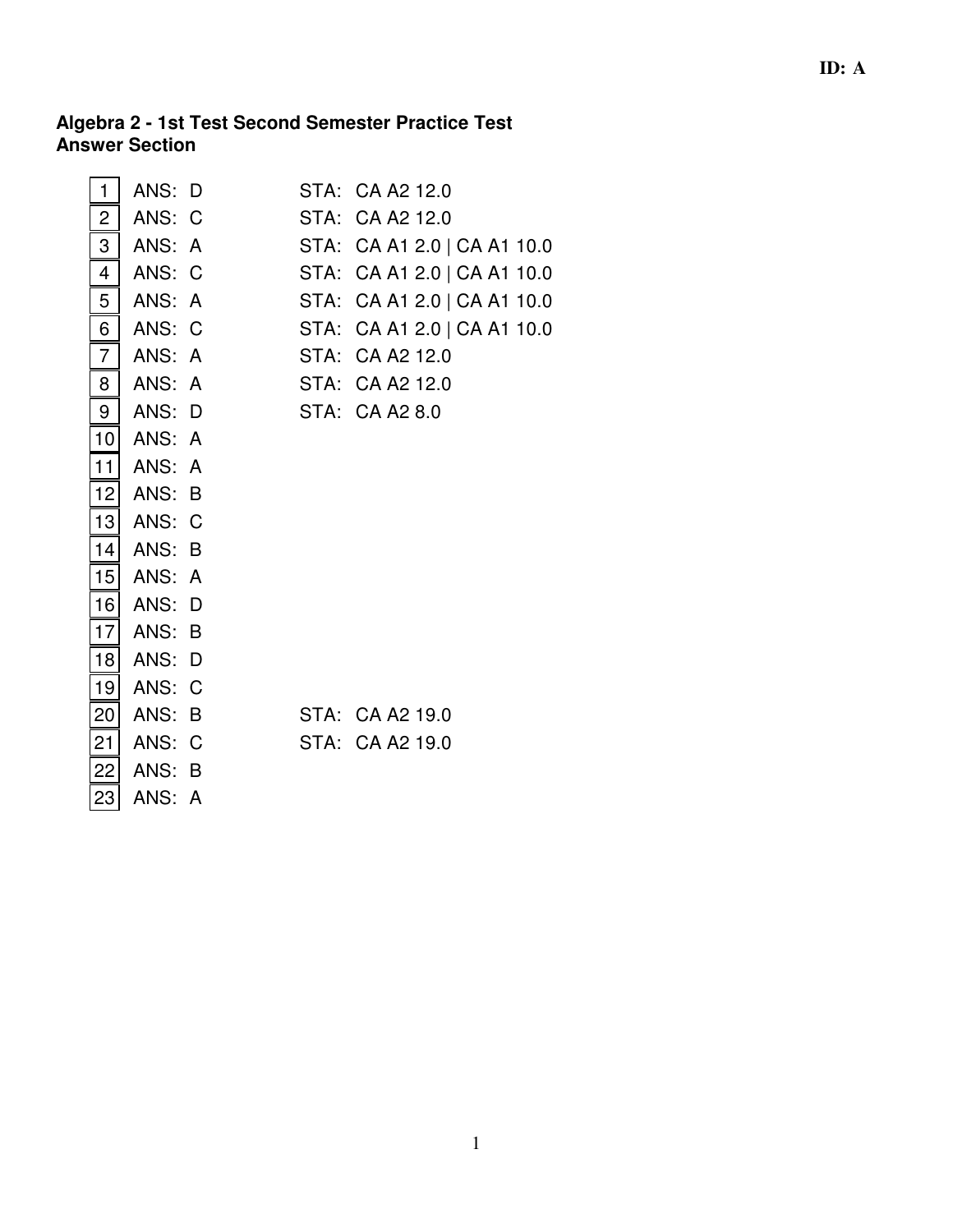ID: A

**Algebra 2 - 1st Test Second Semester Practice Test**
**Answer Section**

| | | |
|---|---|---|
| 1 | ANS: D | STA: CA A2 12.0 |
| 2 | ANS: C | STA: CA A2 12.0 |
| 3 | ANS: A | STA: CA A1 2.0 \| CA A1 10.0 |
| 4 | ANS: C | STA: CA A1 2.0 \| CA A1 10.0 |
| 5 | ANS: A | STA: CA A1 2.0 \| CA A1 10.0 |
| 6 | ANS: C | STA: CA A1 2.0 \| CA A1 10.0 |
| 7 | ANS: A | STA: CA A2 12.0 |
| 8 | ANS: A | STA: CA A2 12.0 |
| 9 | ANS: D | STA: CA A2 8.0 |
| 10 | ANS: A | |
| 11 | ANS: A | |
| 12 | ANS: B | |
| 13 | ANS: C | |
| 14 | ANS: B | |
| 15 | ANS: A | |
| 16 | ANS: D | |
| 17 | ANS: B | |
| 18 | ANS: D | |
| 19 | ANS: C | |
| 20 | ANS: B | STA: CA A2 19.0 |
| 21 | ANS: C | STA: CA A2 19.0 |
| 22 | ANS: B | |
| 23 | ANS: A | |